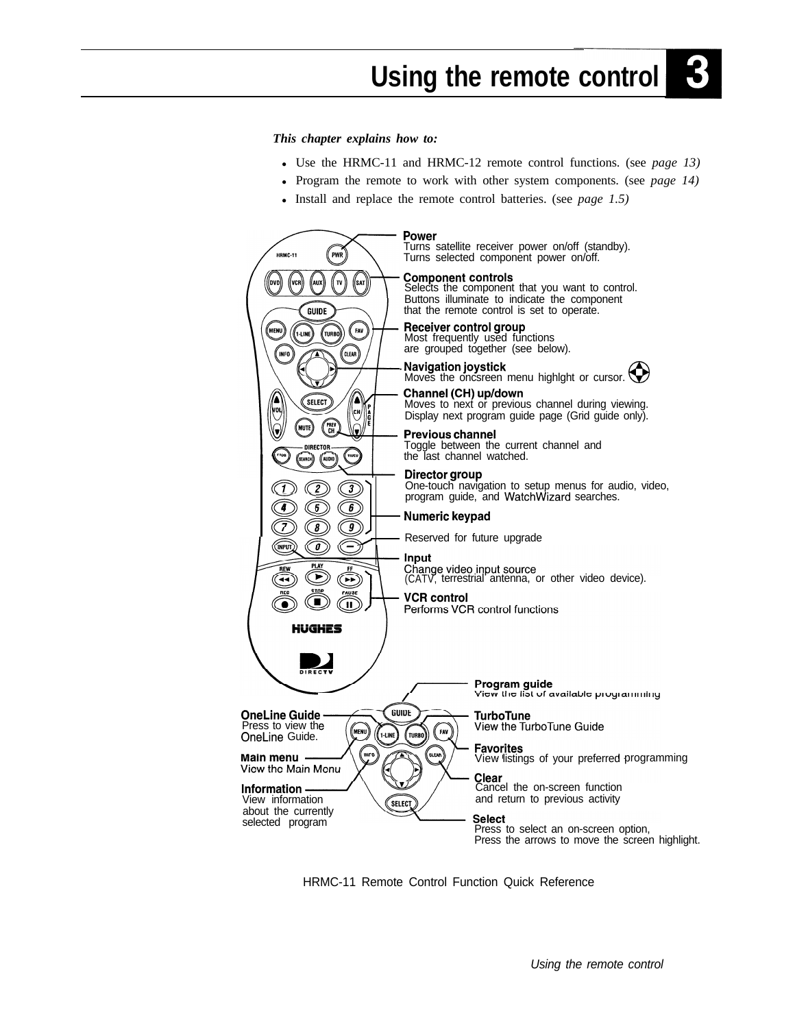# Using the remote control 3

***This chapter explains how to:***

- Use the HRMC-11 and HRMC-12 remote control functions. (see *page 13)*
- Program the remote to work with other system components. (see *page 14)*
- Install and replace the remote control batteries. (see *page 1.5)*

**Power**
Turns satellite receiver power on/off (standby).
Turns selected component power on/off.

**Component controls**
Selects the component that you want to control.
Buttons illuminate to indicate the component that the remote control is set to operate.

**Receiver control group**
Most frequently used functions are grouped together (see below).

**Navigation joystick**
Moves the oncsreen menu highlght or cursor.

**Channel (CH) up/down**
Moves to next or previous channel during viewing.
Display next program guide page (Grid guide only).

**Previous channel**
Toggle between the current channel and the last channel watched.

**Director group**
One-touch navigation to setup menus for audio, video, program guide, and WatchWizard searches.

**Numeric keypad**

Reserved for future upgrade

**Input**
Change video input source
(CATV, terrestrial antenna, or other video device).

**VCR control**
Performs VCR control functions

**Program guide**
View the list of available programming

**OneLine Guide**
Press to view the OneLine Guide.

**TurboTune**
View the TurboTune Guide

**Main menu**
View the Main Menu

**Favorites**
View listings of your preferred programming

**Information**
View information about the currently selected program

**Clear**
Cancel the on-screen function and return to previous activity

**Select**
Press to select an on-screen option,
Press the arrows to move the screen highlight.

HRMC-11 Remote Control Function Quick Reference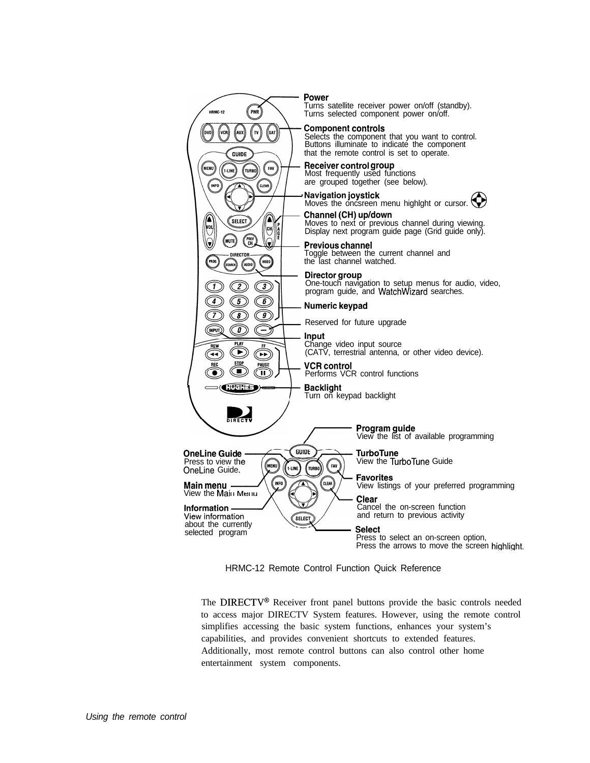**Power**
Turns satellite receiver power on/off (standby).
Turns selected component power on/off.

**Component controls**
Selects the component that you want to control. Buttons illuminate to indicate the component that the remote control is set to operate.

**Receiver control group**
Most frequently used functions are grouped together (see below).

**Navigation joystick**
Moves the onscreen menu highlight or cursor.

**Channel (CH) up/down**
Moves to next or previous channel during viewing. Display next program guide page (Grid guide only).

**Previous channel**
Toggle between the current channel and the last channel watched.

**Director group**
One-touch navigation to setup menus for audio, video, program guide, and WatchWizard searches.

**Numeric keypad**

Reserved for future upgrade

**Input**
Change video input source (CATV, terrestrial antenna, or other video device).

**VCR control**
Performs VCR control functions

**Backlight**
Turn on keypad backlight

**Program guide**
View the list of available programming

**OneLine Guide**
Press to view the OneLine Guide.

**TurboTune**
View the TurboTune Guide

**Main menu**
View the Main Menu

**Favorites**
View listings of your preferred programming

**Information**
View information about the currently selected program

**Clear**
Cancel the on-screen function and return to previous activity

**Select**
Press to select an on-screen option, Press the arrows to move the screen highlight.

HRMC-12 Remote Control Function Quick Reference

The DIRECTV® Receiver front panel buttons provide the basic controls needed to access major DIRECTV System features. However, using the remote control simplifies accessing the basic system functions, enhances your system's capabilities, and provides convenient shortcuts to extended features. Additionally, most remote control buttons can also control other home entertainment system components.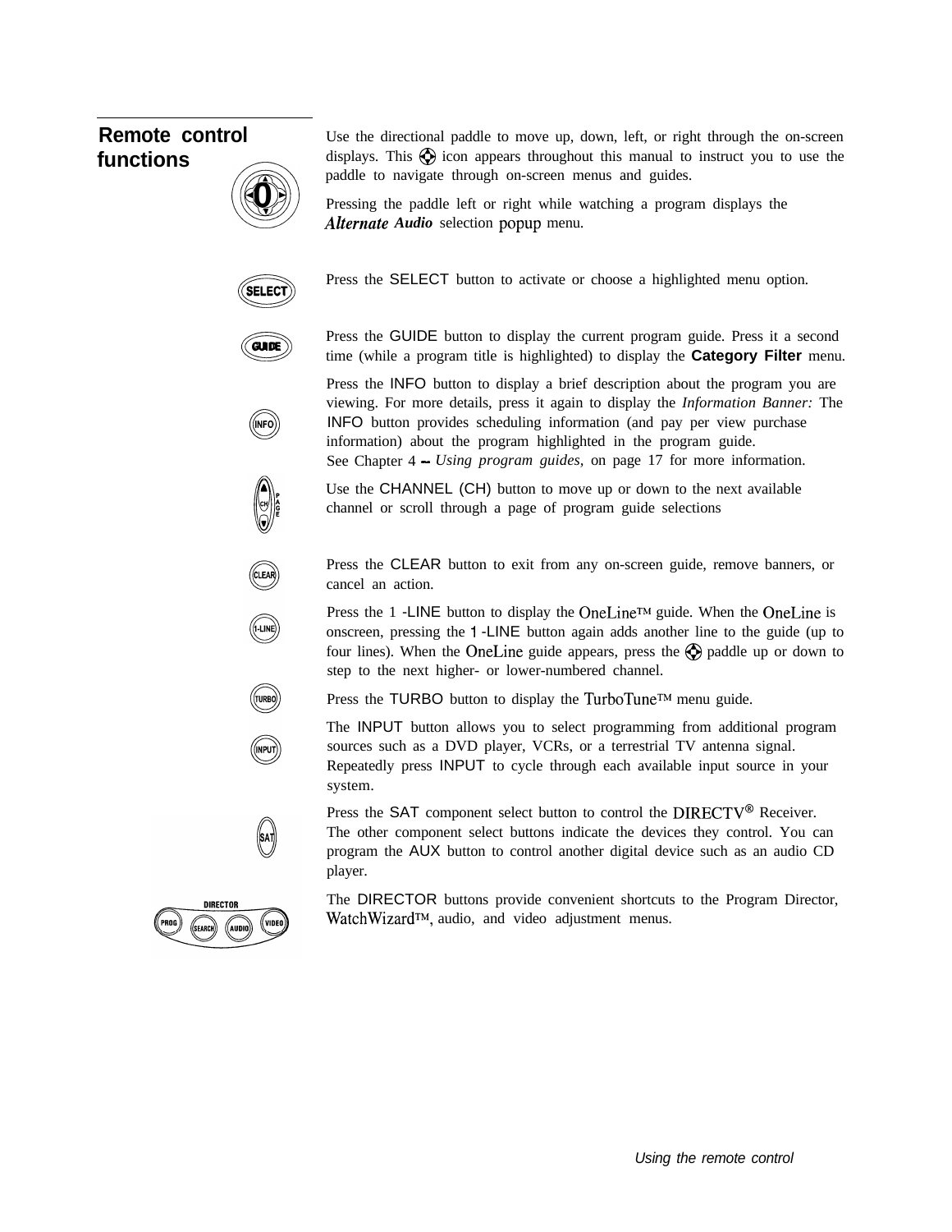## Remote control functions

Use the directional paddle to move up, down, left, or right through the on-screen displays. This icon appears throughout this manual to instruct you to use the paddle to navigate through on-screen menus and guides.

Pressing the paddle left or right while watching a program displays the *Alternate **Audio*** selection popup menu.

Press the SELECT button to activate or choose a highlighted menu option.

Press the GUIDE button to display the current program guide. Press it a second time (while a program title is highlighted) to display the **Category Filter** menu.

Press the INFO button to display a brief description about the program you are viewing. For more details, press it again to display the *Information Banner:* The INFO button provides scheduling information (and pay per view purchase information) about the program highlighted in the program guide. See Chapter 4 – *Using program guides,* on page 17 for more information.

Use the CHANNEL (CH) button to move up or down to the next available channel or scroll through a page of program guide selections

Press the CLEAR button to exit from any on-screen guide, remove banners, or cancel an action.

Press the 1 -LINE button to display the OneLine™ guide. When the OneLine is onscreen, pressing the 1 -LINE button again adds another line to the guide (up to four lines). When the OneLine guide appears, press the paddle up or down to step to the next higher- or lower-numbered channel.

Press the TURBO button to display the TurboTune™ menu guide.

The INPUT button allows you to select programming from additional program sources such as a DVD player, VCRs, or a terrestrial TV antenna signal. Repeatedly press INPUT to cycle through each available input source in your system.

Press the SAT component select button to control the DIRECTV® Receiver. The other component select buttons indicate the devices they control. You can program the AUX button to control another digital device such as an audio CD player.

The DIRECTOR buttons provide convenient shortcuts to the Program Director, WatchWizard™, audio, and video adjustment menus.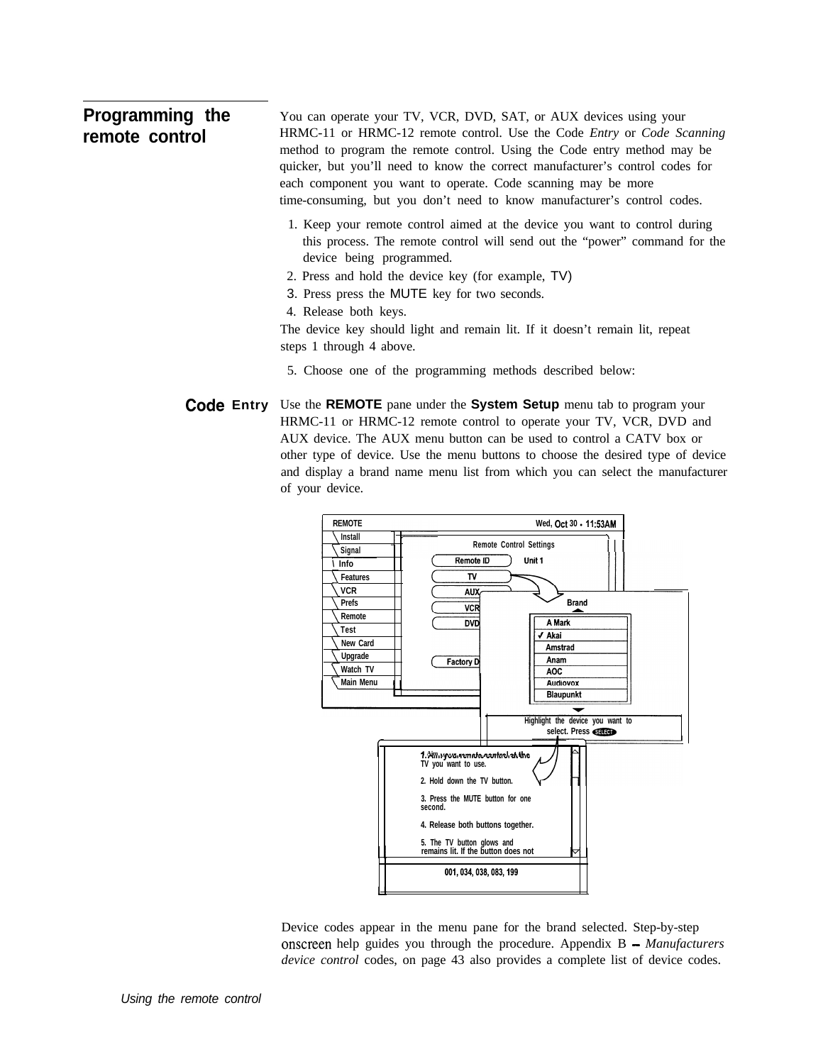## Programming the remote control

You can operate your TV, VCR, DVD, SAT, or AUX devices using your HRMC-11 or HRMC-12 remote control. Use the Code *Entry* or *Code Scanning* method to program the remote control. Using the Code entry method may be quicker, but you'll need to know the correct manufacturer's control codes for each component you want to operate. Code scanning may be more time-consuming, but you don't need to know manufacturer's control codes.

1. Keep your remote control aimed at the device you want to control during this process. The remote control will send out the "power" command for the device being programmed.
2. Press and hold the device key (for example, TV)
3. Press press the MUTE key for two seconds.
4. Release both keys.

The device key should light and remain lit. If it doesn't remain lit, repeat steps 1 through 4 above.

5. Choose one of the programming methods described below:

### Code Entry

Use the **REMOTE** pane under the **System Setup** menu tab to program your HRMC-11 or HRMC-12 remote control to operate your TV, VCR, DVD and AUX device. The AUX menu button can be used to control a CATV box or other type of device. Use the menu buttons to choose the desired type of device and display a brand name menu list from which you can select the manufacturer of your device.

REMOTE Wed, Oct 30 • 11:53AM

Install
Signal
Info
Features
VCR
Prefs
Remote
Test
New Card
Upgrade
Watch TV
Main Menu

Remote Control Settings

Remote ID Unit 1
TV
AUX
VCR
DVD
Factory D

Brand

A Mark
✓ Akai
Amstrad
Anam
AOC
Audiovox
Blaupunkt

Highlight the device you want to select. Press SELECT

1. Aim your remote control at the TV you want to use.

2. Hold down the TV button.

3. Press the MUTE button for one second.

4. Release both buttons together.

5. The TV button glows and remains lit. If the button does not

001, 034, 038, 083, 199

Device codes appear in the menu pane for the brand selected. Step-by-step onscreen help guides you through the procedure. Appendix B – *Manufacturers device control* codes, on page 43 also provides a complete list of device codes.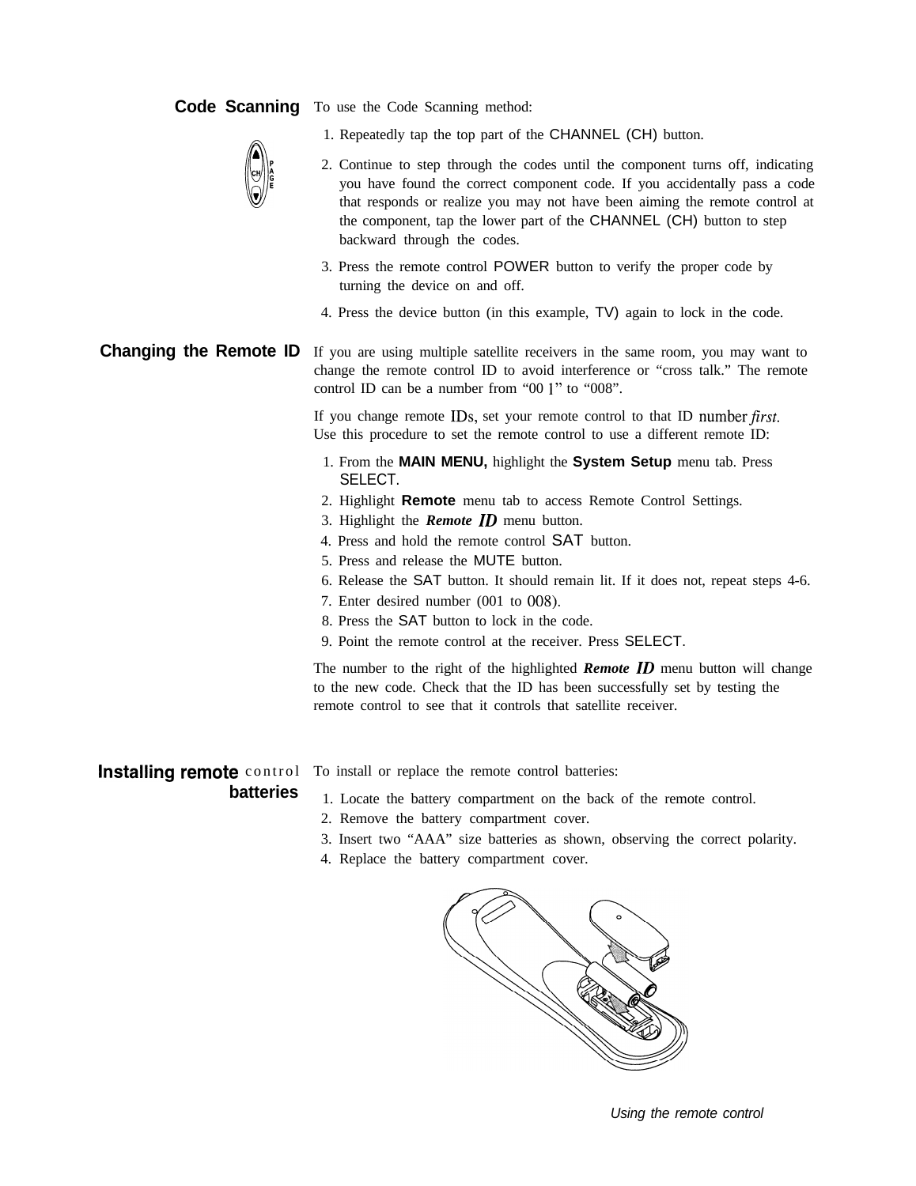## Code Scanning

To use the Code Scanning method:

1. Repeatedly tap the top part of the CHANNEL (CH) button.
2. Continue to step through the codes until the component turns off, indicating you have found the correct component code. If you accidentally pass a code that responds or realize you may not have been aiming the remote control at the component, tap the lower part of the CHANNEL (CH) button to step backward through the codes.
3. Press the remote control POWER button to verify the proper code by turning the device on and off.
4. Press the device button (in this example, TV) again to lock in the code.

## Changing the Remote ID

If you are using multiple satellite receivers in the same room, you may want to change the remote control ID to avoid interference or "cross talk." The remote control ID can be a number from "00 1" to "008".

If you change remote IDs, set your remote control to that ID number *first.* Use this procedure to set the remote control to use a different remote ID:

1. From the **MAIN MENU,** highlight the **System Setup** menu tab. Press SELECT.
2. Highlight **Remote** menu tab to access Remote Control Settings.
3. Highlight the ***Remote ID*** menu button.
4. Press and hold the remote control SAT button.
5. Press and release the MUTE button.
6. Release the SAT button. It should remain lit. If it does not, repeat steps 4-6.
7. Enter desired number (001 to 008).
8. Press the SAT button to lock in the code.
9. Point the remote control at the receiver. Press SELECT.

The number to the right of the highlighted ***Remote ID*** menu button will change to the new code. Check that the ID has been successfully set by testing the remote control to see that it controls that satellite receiver.

## Installing remote control batteries

To install or replace the remote control batteries:

1. Locate the battery compartment on the back of the remote control.
2. Remove the battery compartment cover.
3. Insert two "AAA" size batteries as shown, observing the correct polarity.
4. Replace the battery compartment cover.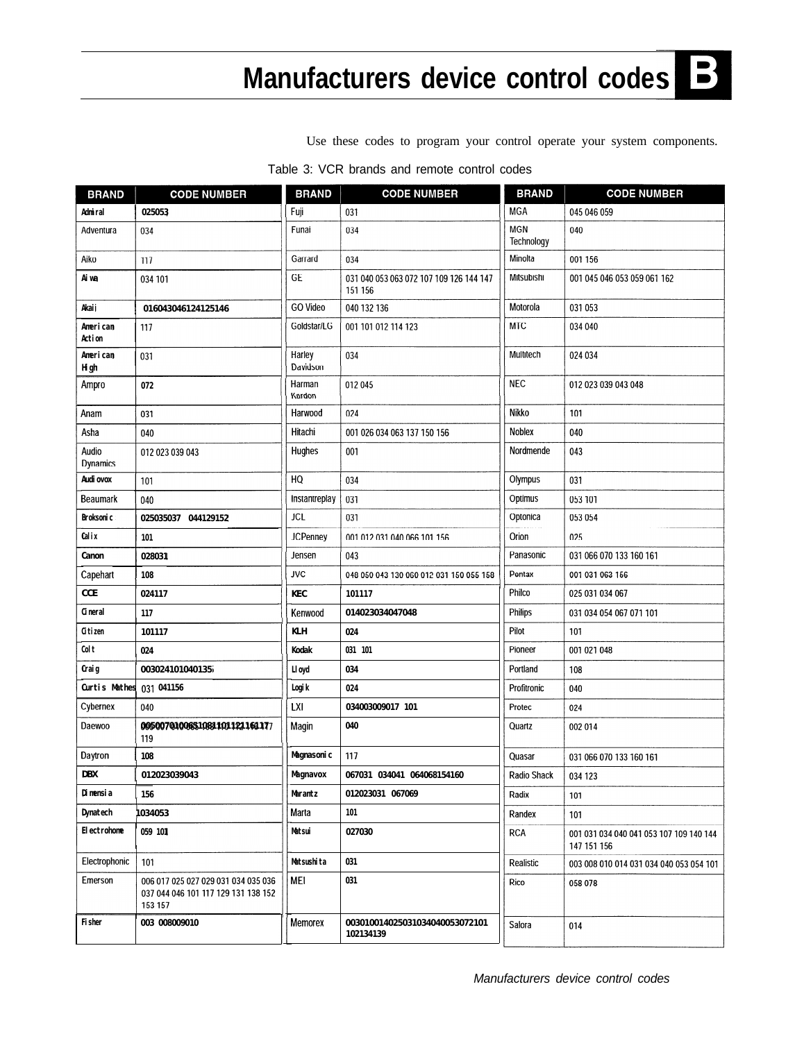# Manufacturers device control codes B

Use these codes to program your control operate your system components.

Table 3: VCR brands and remote control codes

| BRAND | CODE NUMBER | BRAND | CODE NUMBER | BRAND | CODE NUMBER |
|---|---|---|---|---|---|
| Admiral | 025053 | Fuji | 031 | MGA | 045 046 059 |
| Adventura | 034 | Funai | 034 | MGN Technology | 040 |
| Aiko | 117 | Garrard | 034 | Minolta | 001 156 |
| Aiwa | 034 101 | GE | 031 040 053 063 072 107 109 126 144 147 151 156 | Mitsubishi | 001 045 046 053 059 061 162 |
| Akaii | 016043046124125146 | GO Video | 040 132 136 | Motorola | 031 053 |
| American Action | 117 | Goldstar/LG | 001 101 012 114 123 | MTC | 034 040 |
| American High | 031 | Harley Davidson | 034 | Multitech | 024 034 |
| Ampro | 072 | Harman Kardon | 012 045 | NEC | 012 023 039 043 048 |
| Anam | 031 | Harwood | 024 | Nikko | 101 |
| Asha | 040 | Hitachi | 001 026 034 063 137 150 156 | Noblex | 040 |
| Audio Dynamics | 012 023 039 043 | Hughes | 001 | Nordmende | 043 |
| Audiovox | 101 | HQ | 034 | Olympus | 031 |
| Beaumark | 040 | Instantreplay | 031 | Optimus | 053 101 |
| Broksonic | 025035037 044129152 | JCL | 031 | Optonica | 053 054 |
| Calix | 101 | JCPenney | 001 012 031 040 066 101 156 | Orion | 025 |
| Canon | 028031 | Jensen | 043 | Panasonic | 031 066 070 133 160 161 |
| Capehart | 108 | JVC | 048 050 043 130 060 012 031 150 055 158 | Pentax | 001 031 063 166 |
| CCE | 024117 | KEC | 101117 | Philco | 025 031 034 067 |
| Cineral | 117 | Kenwood | 014023034047048 | Philips | 031 034 054 067 071 101 |
| Citizen | 101117 | KLH | 024 | Pilot | 101 |
| Colt | 024 | Kodak | 031 101 | Pioneer | 001 021 048 |
| Craig | 003024101040135 | Lloyd | 034 | Portland | 108 |
| Curtis Mathes | 031 041156 | Logik | 024 | Profitronic | 040 |
| Cybernex | 040 | LXI | 034003009017 101 | Protec | 024 |
| Daewoo | 005007010065108110112116117 119 | Magin | 040 | Quartz | 002 014 |
| Daytron | 108 | Magnasonic | 117 | Quasar | 031 066 070 133 160 161 |
| DBX | 012023039043 | Magnavox | 067031 034041 064068154160 | Radio Shack | 034 123 |
| Dimensia | 156 | Marantz | 012023031 067069 | Radix | 101 |
| Dynatech | 1034053 | Marta | 101 | Randex | 101 |
| Electrohome | 059 101 | Matsui | 027030 | RCA | 001 031 034 040 041 053 107 109 140 144 147 151 156 |
| Electrophonic | 101 | Matsushita | 031 | Realistic | 003 008 010 014 031 034 040 053 054 101 |
| Emerson | 006 017 025 027 029 031 034 035 036 037 044 046 101 117 129 131 138 152 153 157 | MEI | 031 | Rico | 058 078 |
| Fisher | 003 008009010 | Memorex | 003010014025031034040053072101 102134139 | Salora | 014 |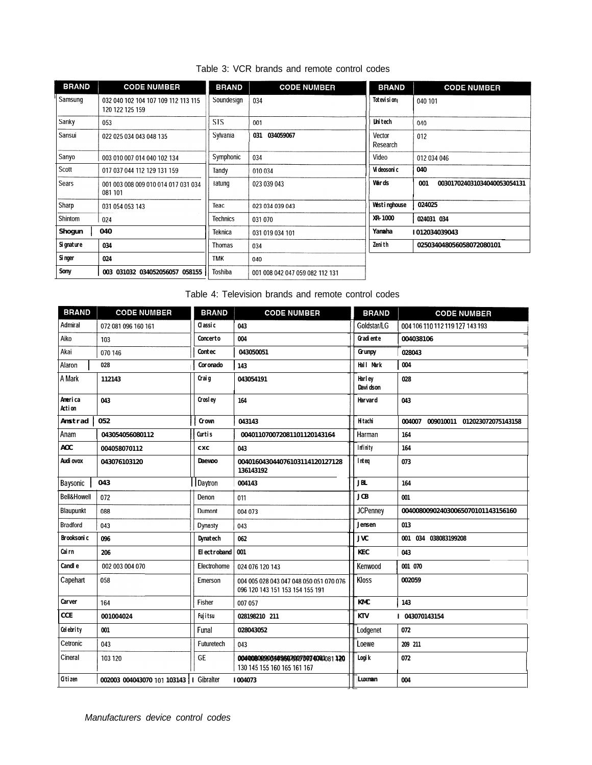Table 3: VCR brands and remote control codes

| BRAND | CODE NUMBER | BRAND | CODE NUMBER | BRAND | CODE NUMBER |
|---|---|---|---|---|---|
| Samsung | 032 040 102 104 107 109 112 113 115 120 122 125 159 | Soundesign | 034 | Totevision | 040 101 |
| Sanky | 053 | STS | 001 | Unitech | 040 |
| Sansui | 022 025 034 043 048 135 | Sylvania | 031 034059067 | Vector Research | 012 |
| Sanyo | 003 010 007 014 040 102 134 | Symphonic | 034 | Video | 012 034 046 |
| Scott | 017 037 044 112 129 131 159 | Tandy | 010 034 | Videosonic | 040 |
| Sears | 001 003 008 009 010 014 017 031 034 081 101 | Tatung | 023 039 043 | Wards | 001 003017024031034040053054131 |
| Sharp | 031 054 053 143 | Teac | 023 034 039 043 | Westinghouse | 024025 |
| Shintom | 024 | Technics | 031 070 | XR-1000 | 024031 034 |
| Shogun | 040 | Teknica | 031 019 034 101 | Yamaha | 012034039043 |
| Signature | 034 | Thomas | 034 | Zenith | 025034048056058072080101 |
| Singer | 024 | TMK | 040 | | |
| Sony | 003 031032 034052056057 058155 | Toshiba | 001 008 042 047 059 082 112 131 | | |

Table 4: Television brands and remote control codes

| BRAND | CODE NUMBER | BRAND | CODE NUMBER | BRAND | CODE NUMBER |
|---|---|---|---|---|---|
| Admiral | 072 081 096 160 161 | Classic | 043 | Goldstar/LG | 004 106 110 112 119 127 143 193 |
| Aiko | 103 | Concerto | 004 | Gradiente | 004038106 |
| Akai | 070 146 | Contec | 043050051 | Grunpy | 028043 |
| Alaron | 028 | Coronado | 143 | Hall Mark | 004 |
| A Mark | 112143 | Craig | 043054191 | Harley Davidson | 028 |
| America Action | 043 | Crosley | 164 | Harvard | 043 |
| Amstrad | 052 | Crown | 043143 | Hitachi | 004007 009010011 012023072075143158 |
| Anam | 043054056080112 | Curtis | 004011070072081101120143164 | Harman | 164 |
| AOC | 004058070112 | CXC | 043 | Infinity | 164 |
| Audiovox | 043076103120 | Daewoo | 004016043044076103114120127128 136143192 | Inteq | 073 |
| Baysonic | 043 | Daytron | 004143 | JBL | 164 |
| Bell&Howell | 072 | Denon | 011 | JCB | 001 |
| Blaupunkt | 088 | Dumont | 004 073 | JCPenney | 004008009024030065070101143156160 |
| Bradford | 043 | Dynasty | 043 | Jensen | 013 |
| Brooksonic | 096 | Dynatech | 062 | JVC | 001 034 038083199208 |
| Cairn | 206 | Electroband | 001 | KEC | 043 |
| Candle | 002 003 004 070 | Electrohome | 024 076 120 143 | Kenwood | 001 070 |
| Capehart | 058 | Emerson | 004 005 028 043 047 048 050 051 070 076 096 120 143 151 153 154 155 191 | Kloss | 002059 |
| Carver | 164 | Fisher | 007 057 | KMC | 143 |
| CCE | 001004024 | Fujitsu | 028198210 211 | KTV | 043070143154 |
| Celebrity | 001 | Funal | 028043052 | Lodgenet | 072 |
| Cetronic | 043 | Futuretech | 043 | Loewe | 209 211 |
| Cineral | 103 120 | GE | 004008009034056070073074081 120 130 145 155 160 165 161 167 | Logik | 072 |
| Citizen | 002003 004043070 101 103143 | Gibralter | 004073 | Luxman | 004 |

*Manufacturers device control codes*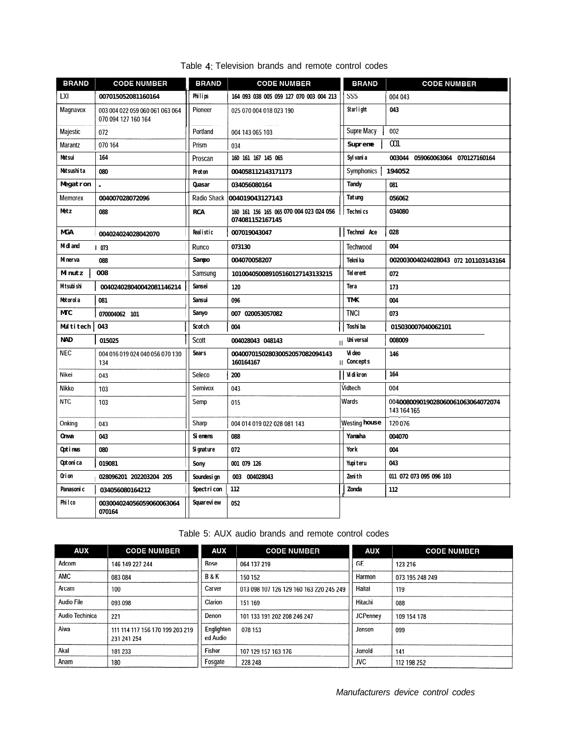Table 4: Television brands and remote control codes

| BRAND | CODE NUMBER | BRAND | CODE NUMBER | BRAND | CODE NUMBER |
|---|---|---|---|---|---|
| LXI | 007015052081160164 | Philips | 164 093 038 005 059 127 070 003 004 213 | SSS | 004 043 |
| Magnavox | 003 004 022 059 060 061 063 064 070 094 127 160 164 | Pioneer | 025 070 004 018 023 190 | Starlight | 043 |
| Majestic | 072 | Portland | 004 143 065 103 | Supre Macy | 002 |
| Marantz | 070 164 | Prism | 034 | Supreme | 001 |
| Matsui | 164 | Proscan | 160 161 167 145 065 | Sylvania | 003044 059060063064 070127160164 |
| Matsushita | 080 | Proton | 004058112143171173 | Symphonics | 194052 |
| Megatron | - | Quasar | 034056080164 | Tandy | 081 |
| Memorex | 004007028072096 | Radio Shack | 004019043127143 | Tatung | 056062 |
| Metz | 088 | RCA | 160 161 156 165 065 070 004 023 024 056 074081152167145 | Technics | 034080 |
| MGA | 004024024028042070 | Realistic | 007019043047 | Technol Ace | 028 |
| Midland | 073 | Runco | 073130 | Techwood | 004 |
| Minerva | 088 | Sampo | 004070058207 | Teknika | 002003004024028043 072 101103143164 |
| Minutz | 008 | Samsung | 101004050089105160127143133215 | Telerent | 072 |
| Mitsubishi | 004024028040042081146214 | Sansei | 120 | Tera | 173 |
| Motorola | 081 | Sansui | 096 | TMK | 004 |
| MTC | 070004062 101 | Sanyo | 007 020053057082 | TNCI | 073 |
| Multitech | 043 | Scotch | 004 | Toshiba | 015030007040062101 |
| NAD | 015025 | Scott | 004028043 048143 | Universal | 008009 |
| NEC | 004 016 019 024 040 056 070 130 134 | Sears | 004007015028030052057082094143 160164167 | Video Concepts | 146 |
| Nikei | 043 | Seleco | 200 | Vidikron | 164 |
| Nikko | 103 | Semivox | 043 | Vidtech | 004 |
| NTC | 103 | Semp | 015 | Wards | 004008009019028060061063064072074 143 164 165 |
| Onking | 043 | Sharp | 004 014 019 022 028 081 143 | Westinghouse | 120 076 |
| Onwa | 043 | Siemens | 088 | Yamaha | 004070 |
| Optimus | 080 | Signature | 072 | York | 004 |
| Optonica | 019081 | Sony | 001 079 126 | Yupiteru | 043 |
| Orion | 028096201 202203204 205 | Soundesign | 003 004028043 | Zenith | 011 072 073 095 096 103 |
| Panasonic | 034056080164212 | Spectricon | 112 | Zonda | 112 |
| Philco | 003004024056059060063064 070164 | Squareview | 052 | | |

Table 5: AUX audio brands and remote control codes

| AUX | CODE NUMBER | AUX | CODE NUMBER | AUX | CODE NUMBER |
|---|---|---|---|---|---|
| Adcom | 146 149 227 244 | Bose | 064 137 219 | GE | 123 216 |
| AMC | 083 084 | B & K | 150 152 | Harmon | 073 195 248 249 |
| Arcam | 100 | Carver | 013 098 107 126 129 160 163 220 245 249 | Haitai | 119 |
| Audio File | 093 098 | Clarion | 151 169 | Hitachi | 088 |
| Audio Techinica | 221 | Denon | 101 133 191 202 208 246 247 | JCPenney | 109 154 178 |
| Aiwa | 111 114 117 156 170 199 203 219 231 241 254 | Englightened Audio | 078 153 | Jensen | 099 |
| Akal | 181 233 | Fisher | 107 129 157 163 176 | Jerrold | 141 |
| Anam | 180 | Fosgate | 228 248 | JVC | 112 198 252 |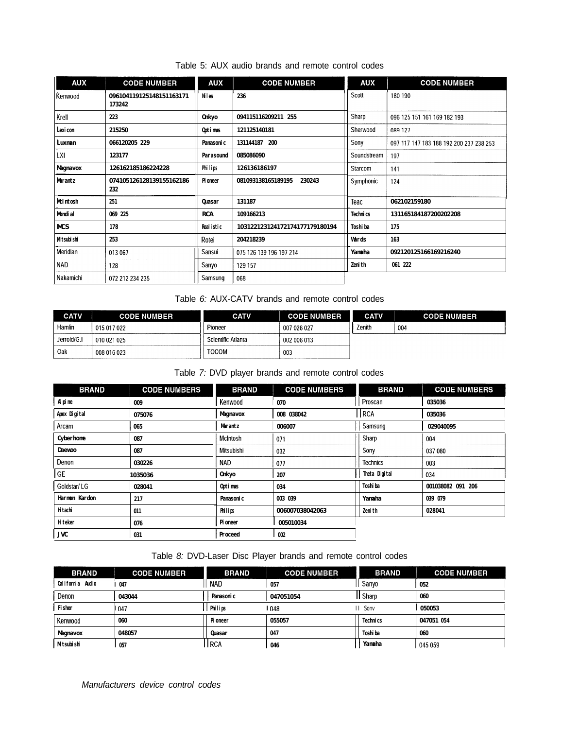Table 5: AUX audio brands and remote control codes

| AUX | CODE NUMBER | AUX | CODE NUMBER | AUX | CODE NUMBER |
|---|---|---|---|---|---|
| Kenwood | 096104119125148151163171 173242 | Niles | 236 | Scott | 180 190 |
| Krell | 223 | Onkyo | 094115116209211 255 | Sharp | 096 125 151 161 169 182 193 |
| Lexicon | 215250 | Optimus | 121125140181 | Sherwood | 089 127 |
| Luxman | 066120205 229 | Panasonic | 131144187 200 | Sony | 097 117 147 183 188 192 200 237 238 253 |
| LXI | 123177 | Parasound | 085086090 | Soundstream | 197 |
| Magnavox | 126162185186224228 | Philips | 126136186197 | Starcom | 141 |
| Marantz | 074105126128139155162186 232 | Pioneer | 081093138165189195 230243 | Symphonic | 124 |
| McIntosh | 251 | Quasar | 131187 | Teac | 062102159180 |
| Mondial | 069 225 | RCA | 109166213 | Technics | 131165184187200202208 |
| MCS | 178 | Realistic | 103122123124172174177179180194 | Toshiba | 175 |
| Mitsubishi | 253 | Rotel | 204218239 | Wards | 163 |
| Meridian | 013 067 | Sansui | 075 126 139 196 197 214 | Yamaha | 092120125166169216240 |
| NAD | 128 | Sanyo | 129 157 | Zenith | 061 222 |
| Nakamichi | 072 212 234 235 | Samsung | 068 | | |

Table *6:* AUX-CATV brands and remote control codes

| CATV | CODE NUMBER | CATV | CODE NUMBER | CATV | CODE NUMBER |
|---|---|---|---|---|---|
| Hamlin | 015 017 022 | Pioneer | 007 026 027 | Zenith | 004 |
| Jerrold/G.I | 010 021 025 | Scientific Atlanta | 002 006 013 | | |
| Oak | 008 016 023 | TOCOM | 003 | | |

Table *7:* DVD player brands and remote control codes

| BRAND | CODE NUMBERS | BRAND | CODE NUMBERS | BRAND | CODE NUMBERS |
|---|---|---|---|---|---|
| Alpine | 009 | Kenwood | 070 | Proscan | 035036 |
| Apex Digital | 075076 | Magnavox | 008 038042 | RCA | 035036 |
| Arcam | 065 | Marantz | 006007 | Samsung | 029040095 |
| Cyberhome | 087 | McIntosh | 071 | Sharp | 004 |
| Daewoo | 087 | Mitsubishi | 032 | Sony | 037 080 |
| Denon | 030226 | NAD | 077 | Technics | 003 |
| GE | 1035036 | Onkyo | 207 | Theta Digital | 034 |
| Goldstar/LG | 028041 | Optimus | 034 | Toshiba | 001038082 091 206 |
| Harmon Kardon | 217 | Panasonic | 003 039 | Yamaha | 039 079 |
| Hitachi | 011 | Philips | 006007038042063 | Zenith | 028041 |
| Hiteker | 076 | Pioneer | 005010034 | | |
| JVC | 031 | Proceed | 002 | | |

Table *8:* DVD-Laser Disc Player brands and remote control codes

| BRAND | CODE NUMBER | BRAND | CODE NUMBER | BRAND | CODE NUMBER |
|---|---|---|---|---|---|
| California Audio | 047 | NAD | 057 | Sanyo | 052 |
| Denon | 043044 | Panasonic | 047051054 | Sharp | 060 |
| Fisher | 047 | Philips | 048 | Sony | 050053 |
| Kenwood | 060 | Pioneer | 055057 | Technics | 047051 054 |
| Magnavox | 048057 | Quasar | 047 | Toshiba | 060 |
| Mitsubishi | 057 | RCA | 046 | Yamaha | 045 059 |

*Manufacturers device control codes*